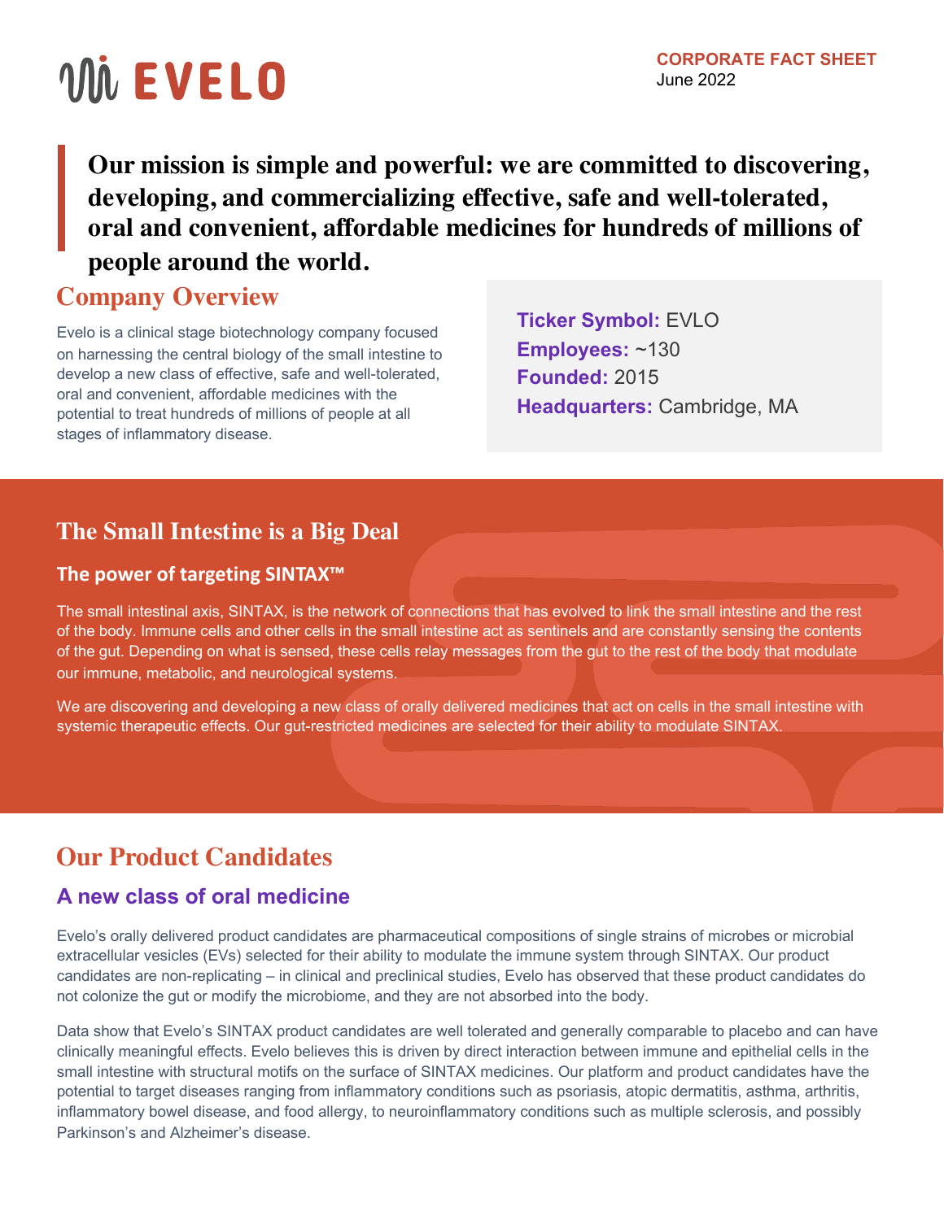# EVELO

**CORPORATE FACT SHEET**
June 2022

> **Our mission is simple and powerful: we are committed to discovering, developing, and commercializing effective, safe and well-tolerated, oral and convenient, affordable medicines for hundreds of millions of people around the world.**

## Company Overview

Evelo is a clinical stage biotechnology company focused on harnessing the central biology of the small intestine to develop a new class of effective, safe and well-tolerated, oral and convenient, affordable medicines with the potential to treat hundreds of millions of people at all stages of inflammatory disease.

**Ticker Symbol:** EVLO
**Employees:** ~130
**Founded:** 2015
**Headquarters:** Cambridge, MA

## The Small Intestine is a Big Deal

### The power of targeting SINTAX™

The small intestinal axis, SINTAX, is the network of connections that has evolved to link the small intestine and the rest of the body. Immune cells and other cells in the small intestine act as sentinels and are constantly sensing the contents of the gut. Depending on what is sensed, these cells relay messages from the gut to the rest of the body that modulate our immune, metabolic, and neurological systems.

We are discovering and developing a new class of orally delivered medicines that act on cells in the small intestine with systemic therapeutic effects. Our gut-restricted medicines are selected for their ability to modulate SINTAX.

## Our Product Candidates

### A new class of oral medicine

Evelo's orally delivered product candidates are pharmaceutical compositions of single strains of microbes or microbial extracellular vesicles (EVs) selected for their ability to modulate the immune system through SINTAX. Our product candidates are non-replicating – in clinical and preclinical studies, Evelo has observed that these product candidates do not colonize the gut or modify the microbiome, and they are not absorbed into the body.

Data show that Evelo's SINTAX product candidates are well tolerated and generally comparable to placebo and can have clinically meaningful effects. Evelo believes this is driven by direct interaction between immune and epithelial cells in the small intestine with structural motifs on the surface of SINTAX medicines. Our platform and product candidates have the potential to target diseases ranging from inflammatory conditions such as psoriasis, atopic dermatitis, asthma, arthritis, inflammatory bowel disease, and food allergy, to neuroinflammatory conditions such as multiple sclerosis, and possibly Parkinson's and Alzheimer's disease.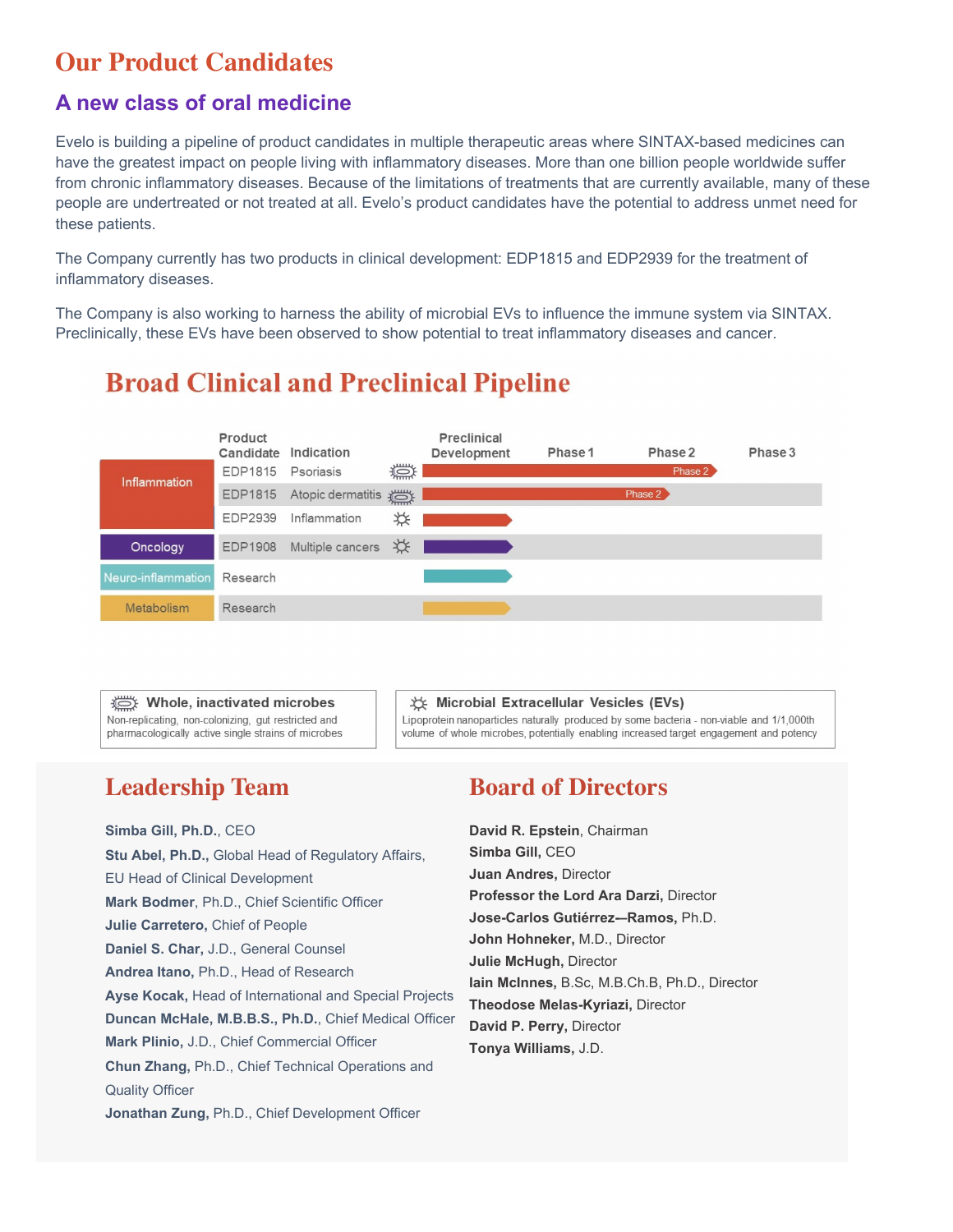# Our Product Candidates

## A new class of oral medicine

Evelo is building a pipeline of product candidates in multiple therapeutic areas where SINTAX-based medicines can have the greatest impact on people living with inflammatory diseases. More than one billion people worldwide suffer from chronic inflammatory diseases. Because of the limitations of treatments that are currently available, many of these people are undertreated or not treated at all. Evelo's product candidates have the potential to address unmet need for these patients.

The Company currently has two products in clinical development: EDP1815 and EDP2939 for the treatment of inflammatory diseases.

The Company is also working to harness the ability of microbial EVs to influence the immune system via SINTAX. Preclinically, these EVs have been observed to show potential to treat inflammatory diseases and cancer.

## Broad Clinical and Preclinical Pipeline

Product Candidate
Indication
Preclinical Development
Phase 1
Phase 2
Phase 3

Inflammation
EDP1815 Psoriasis
Phase 2
EDP1815 Atopic dermatitis
Phase 2
EDP2939 Inflammation

Oncology
EDP1908 Multiple cancers

Neuro-inflammation
Research

Metabolism
Research

**Whole, inactivated microbes**
Non-replicating, non-colonizing, gut restricted and pharmacologically active single strains of microbes

**Microbial Extracellular Vesicles (EVs)**
Lipoprotein nanoparticles naturally produced by some bacteria - non-viable and 1/1,000th volume of whole microbes, potentially enabling increased target engagement and potency

## Leadership Team

**Simba Gill, Ph.D.**, CEO

**Stu Abel, Ph.D.,** Global Head of Regulatory Affairs, EU Head of Clinical Development

**Mark Bodmer**, Ph.D., Chief Scientific Officer

**Julie Carretero,** Chief of People

**Daniel S. Char,** J.D., General Counsel

**Andrea Itano,** Ph.D., Head of Research

**Ayse Kocak,** Head of International and Special Projects

**Duncan McHale, M.B.B.S., Ph.D.**, Chief Medical Officer

**Mark Plinio,** J.D., Chief Commercial Officer

**Chun Zhang,** Ph.D., Chief Technical Operations and Quality Officer

**Jonathan Zung,** Ph.D., Chief Development Officer

## Board of Directors

**David R. Epstein**, Chairman

**Simba Gill,** CEO

**Juan Andres,** Director

**Professor the Lord Ara Darzi,** Director

**Jose-Carlos Gutiérrez—Ramos,** Ph.D.

**John Hohneker,** M.D., Director

**Julie McHugh,** Director

**Iain McInnes,** B.Sc, M.B.Ch.B, Ph.D., Director

**Theodose Melas-Kyriazi,** Director

**David P. Perry,** Director

**Tonya Williams,** J.D.